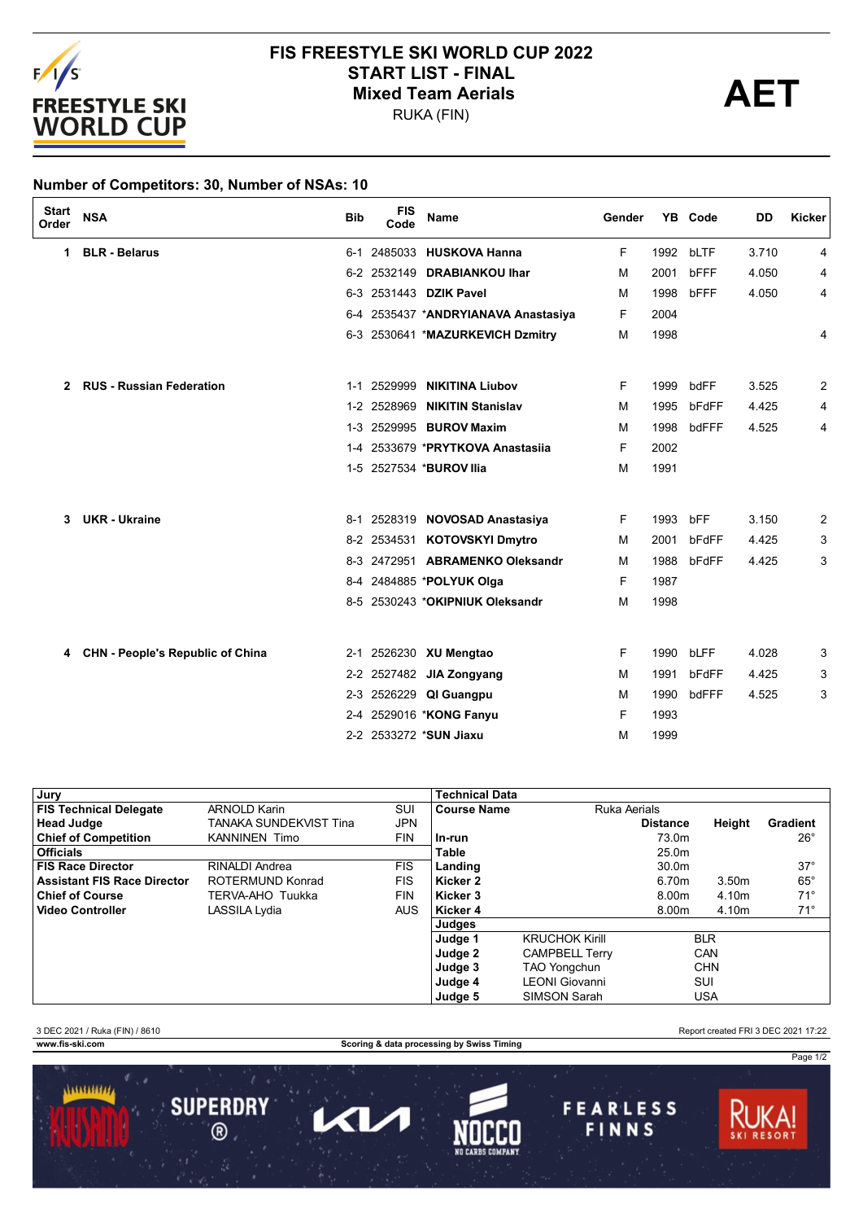# FIS FREESTYLE SKI WORLD CUP 2022

## START LIST - FINAL

## Mixed Team Aerials

RUKA (FIN)

**AET**

**Number of Competitors: 30, Number of NSAs: 10**

| Start Order | NSA | Bib | FIS Code | Name | Gender | YB | Code | DD | Kicker |
|---|---|---|---|---|---|---|---|---|---|
| 1 | BLR - Belarus | 6-1 | 2485033 | HUSKOVA Hanna | F | 1992 | bLTF | 3.710 | 4 |
| | | 6-2 | 2532149 | DRABIANKOU Ihar | M | 2001 | bFFF | 4.050 | 4 |
| | | 6-3 | 2531443 | DZIK Pavel | M | 1998 | bFFF | 4.050 | 4 |
| | | 6-4 | 2535437 | *ANDRYIANAVA Anastasiya | F | 2004 | | | |
| | | 6-3 | 2530641 | *MAZURKEVICH Dzmitry | M | 1998 | | | 4 |
| 2 | RUS - Russian Federation | 1-1 | 2529999 | NIKITINA Liubov | F | 1999 | bdFF | 3.525 | 2 |
| | | 1-2 | 2528969 | NIKITIN Stanislav | M | 1995 | bFdFF | 4.425 | 4 |
| | | 1-3 | 2529995 | BUROV Maxim | M | 1998 | bdFFF | 4.525 | 4 |
| | | 1-4 | 2533679 | *PRYTKOVA Anastasiia | F | 2002 | | | |
| | | 1-5 | 2527534 | *BUROV Ilia | M | 1991 | | | |
| 3 | UKR - Ukraine | 8-1 | 2528319 | NOVOSAD Anastasiya | F | 1993 | bFF | 3.150 | 2 |
| | | 8-2 | 2534531 | KOTOVSKYI Dmytro | M | 2001 | bFdFF | 4.425 | 3 |
| | | 8-3 | 2472951 | ABRAMENKO Oleksandr | M | 1988 | bFdFF | 4.425 | 3 |
| | | 8-4 | 2484885 | *POLYUK Olga | F | 1987 | | | |
| | | 8-5 | 2530243 | *OKIPNIUK Oleksandr | M | 1998 | | | |
| 4 | CHN - People's Republic of China | 2-1 | 2526230 | XU Mengtao | F | 1990 | bLFF | 4.028 | 3 |
| | | 2-2 | 2527482 | JIA Zongyang | M | 1991 | bFdFF | 4.425 | 3 |
| | | 2-3 | 2526229 | QI Guangpu | M | 1990 | bdFFF | 4.525 | 3 |
| | | 2-4 | 2529016 | *KONG Fanyu | F | 1993 | | | |
| | | 2-2 | 2533272 | *SUN Jiaxu | M | 1999 | | | |

| Jury | | |
|---|---|---|
| **FIS Technical Delegate** | ARNOLD Karin | SUI |
| **Head Judge** | TANAKA SUNDEKVIST Tina | JPN |
| **Chief of Competition** | KANNINEN Timo | FIN |
| **Officials** | | |
| **FIS Race Director** | RINALDI Andrea | FIS |
| **Assistant FIS Race Director** | ROTERMUND Konrad | FIS |
| **Chief of Course** | TERVA-AHO Tuukka | FIN |
| **Video Controller** | LASSILA Lydia | AUS |

| Technical Data | | | |
|---|---|---|---|
| **Course Name** | Ruka Aerials | | |
| | **Distance** | **Height** | **Gradient** |
| **In-run** | 73.0m | | 26° |
| **Table** | 25.0m | | |
| **Landing** | 30.0m | | 37° |
| **Kicker 2** | 6.70m | 3.50m | 65° |
| **Kicker 3** | 8.00m | 4.10m | 71° |
| **Kicker 4** | 8.00m | 4.10m | 71° |

| Judges | | |
|---|---|---|
| **Judge 1** | KRUCHOK Kirill | BLR |
| **Judge 2** | CAMPBELL Terry | CAN |
| **Judge 3** | TAO Yongchun | CHN |
| **Judge 4** | LEONI Giovanni | SUI |
| **Judge 5** | SIMSON Sarah | USA |

3 DEC 2021 / Ruka (FIN) / 8610

Report created FRI 3 DEC 2021 17:22

www.fis-ski.com

Scoring & data processing by Swiss Timing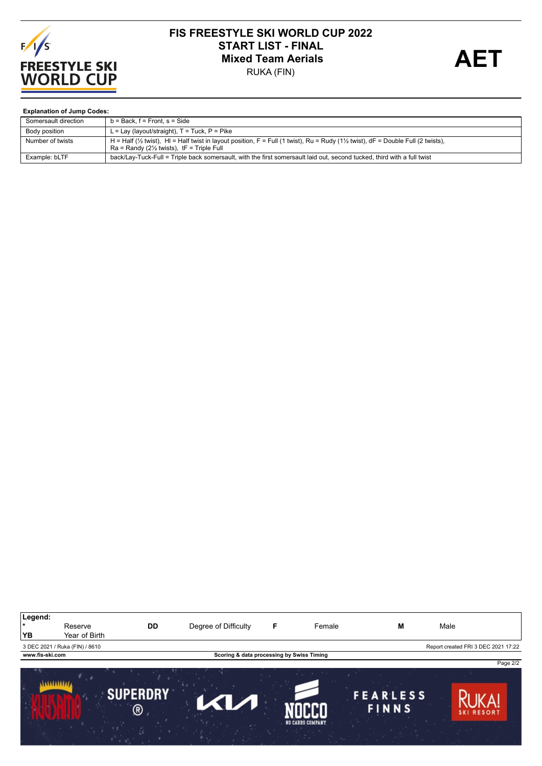**Explanation of Jump Codes:**

| | |
|---|---|
| Somersault direction | b = Back, f = Front, s = Side |
| Body position | L = Lay (layout/straight), T = Tuck, P = Pike |
| Number of twists | H = Half (½ twist), Hl = Half twist in layout position, F = Full (1 twist), Ru = Rudy (1½ twist), dF = Double Full (2 twists), Ra = Randy (2½ twists), tF = Triple Full |
| Example: bLTF | back/Lay-Tuck-Full = Triple back somersault, with the first somersault laid out, second tucked, third with a full twist |

**Legend:**

| | | | | | | | |
|---|---|---|---|---|---|---|---|
| * | Reserve | DD | Degree of Difficulty | F | Female | M | Male |
| YB | Year of Birth | | | | | | |

3 DEC 2021 / Ruka (FIN) / 8610

Report created FRI 3 DEC 2021 17:22

www.fis-ski.com

Scoring & data processing by Swiss Timing